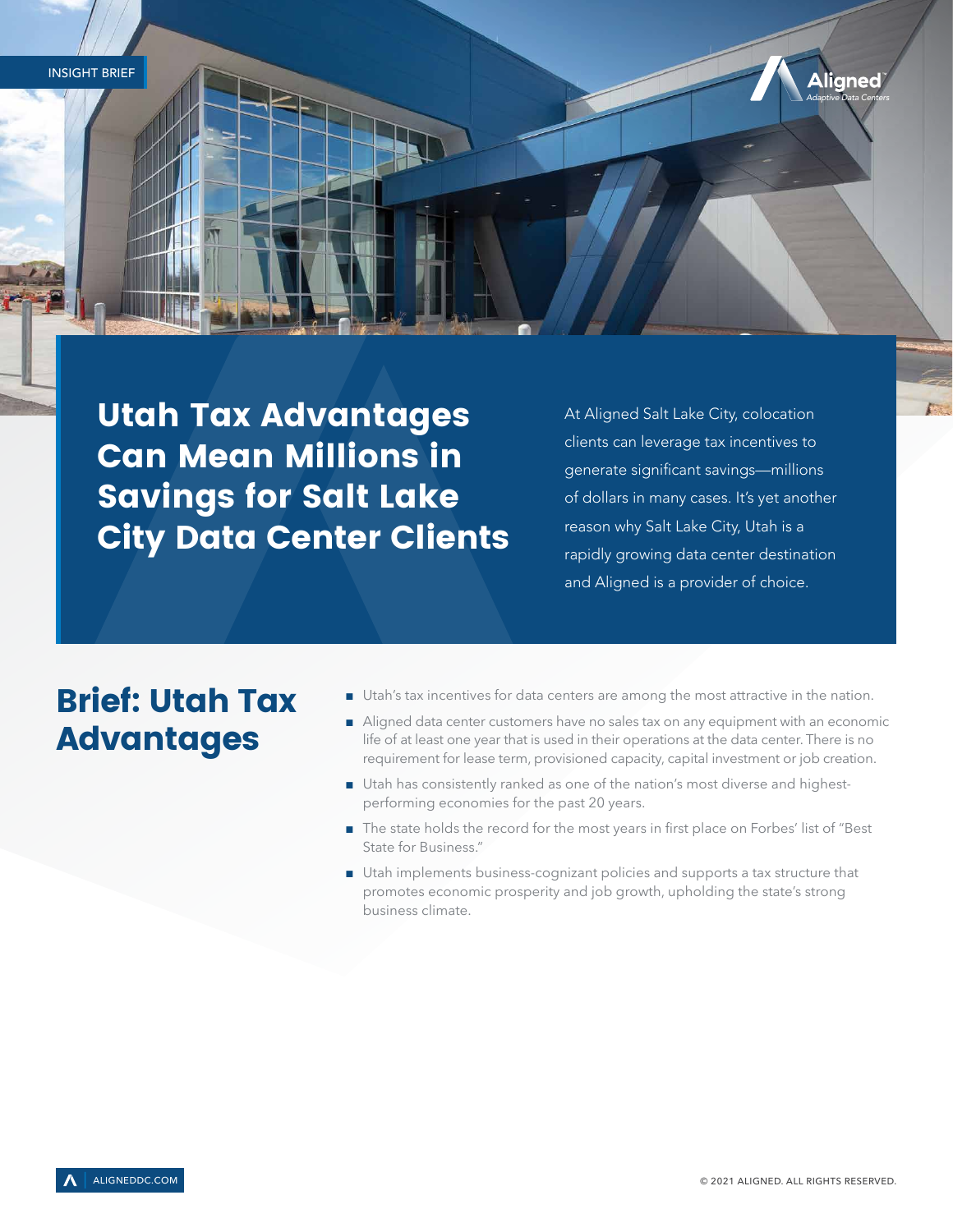INSIGHT BRIEF

# Utah Tax Advantages Can Mean Millions in Savings for Salt Lake City Data Center Clients

At Aligned Salt Lake City, colocation clients can leverage tax incentives to generate significant savings—millions of dollars in many cases. It's yet another reason why Salt Lake City, Utah is a rapidly growing data center destination and Aligned is a provider of choice.

## Brief: Utah Tax Advantages

- Utah's tax incentives for data centers are among the most attractive in the nation.
- Aligned data center customers have no sales tax on any equipment with an economic life of at least one year that is used in their operations at the data center. There is no requirement for lease term, provisioned capacity, capital investment or job creation.
- Utah has consistently ranked as one of the nation's most diverse and highest-performing economies for the past 20 years.
- The state holds the record for the most years in first place on Forbes' list of "Best State for Business."
- Utah implements business-cognizant policies and supports a tax structure that promotes economic prosperity and job growth, upholding the state's strong business climate.

ALIGNEDDC.COM

© 2021 ALIGNED. ALL RIGHTS RESERVED.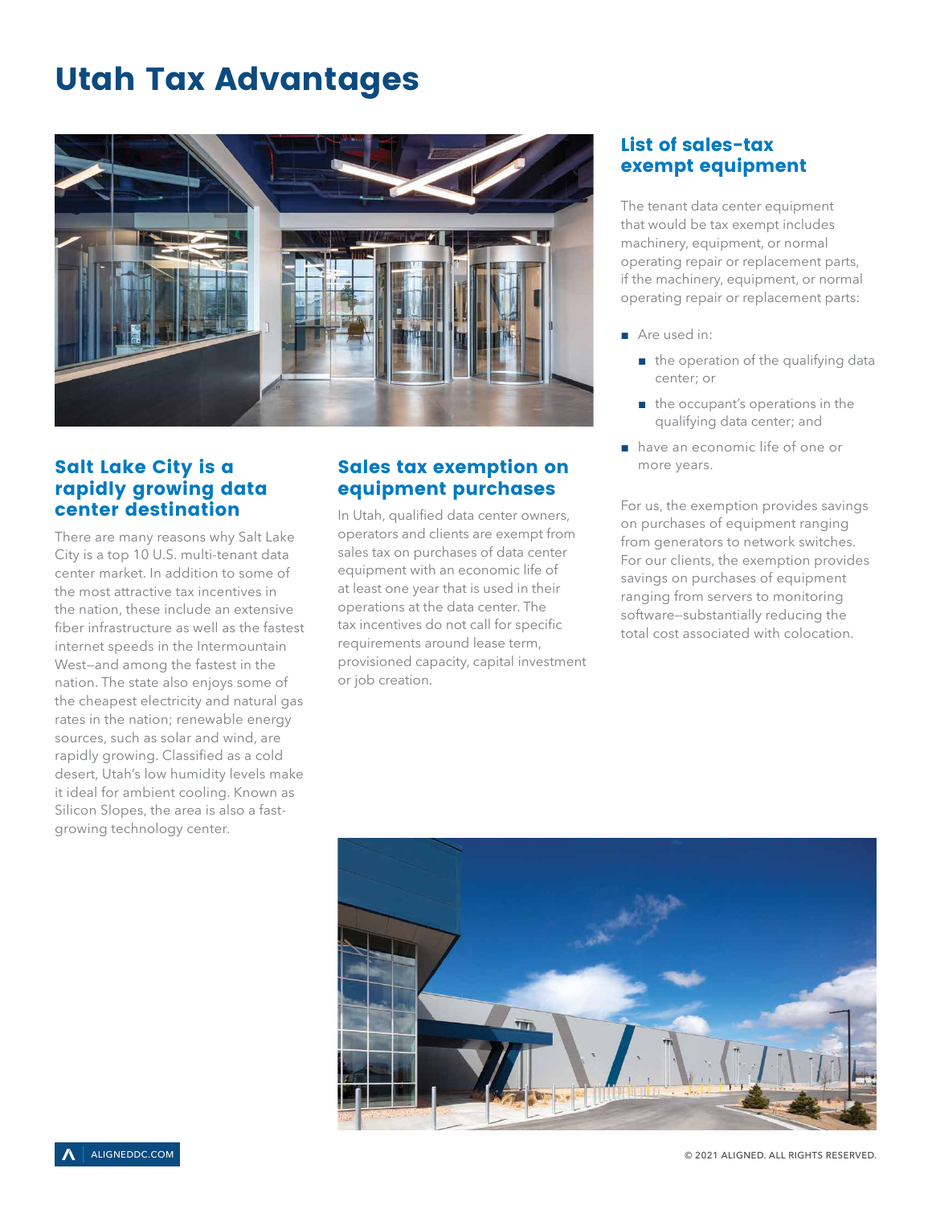# Utah Tax Advantages

## Salt Lake City is a rapidly growing data center destination

There are many reasons why Salt Lake City is a top 10 U.S. multi-tenant data center market. In addition to some of the most attractive tax incentives in the nation, these include an extensive fiber infrastructure as well as the fastest internet speeds in the Intermountain West—and among the fastest in the nation. The state also enjoys some of the cheapest electricity and natural gas rates in the nation; renewable energy sources, such as solar and wind, are rapidly growing. Classified as a cold desert, Utah's low humidity levels make it ideal for ambient cooling. Known as Silicon Slopes, the area is also a fast-growing technology center.

## Sales tax exemption on equipment purchases

In Utah, qualified data center owners, operators and clients are exempt from sales tax on purchases of data center equipment with an economic life of at least one year that is used in their operations at the data center. The tax incentives do not call for specific requirements around lease term, provisioned capacity, capital investment or job creation.

## List of sales-tax exempt equipment

The tenant data center equipment that would be tax exempt includes machinery, equipment, or normal operating repair or replacement parts, if the machinery, equipment, or normal operating repair or replacement parts:

- Are used in:
  - the operation of the qualifying data center; or
  - the occupant's operations in the qualifying data center; and
- have an economic life of one or more years.

For us, the exemption provides savings on purchases of equipment ranging from generators to network switches. For our clients, the exemption provides savings on purchases of equipment ranging from servers to monitoring software—substantially reducing the total cost associated with colocation.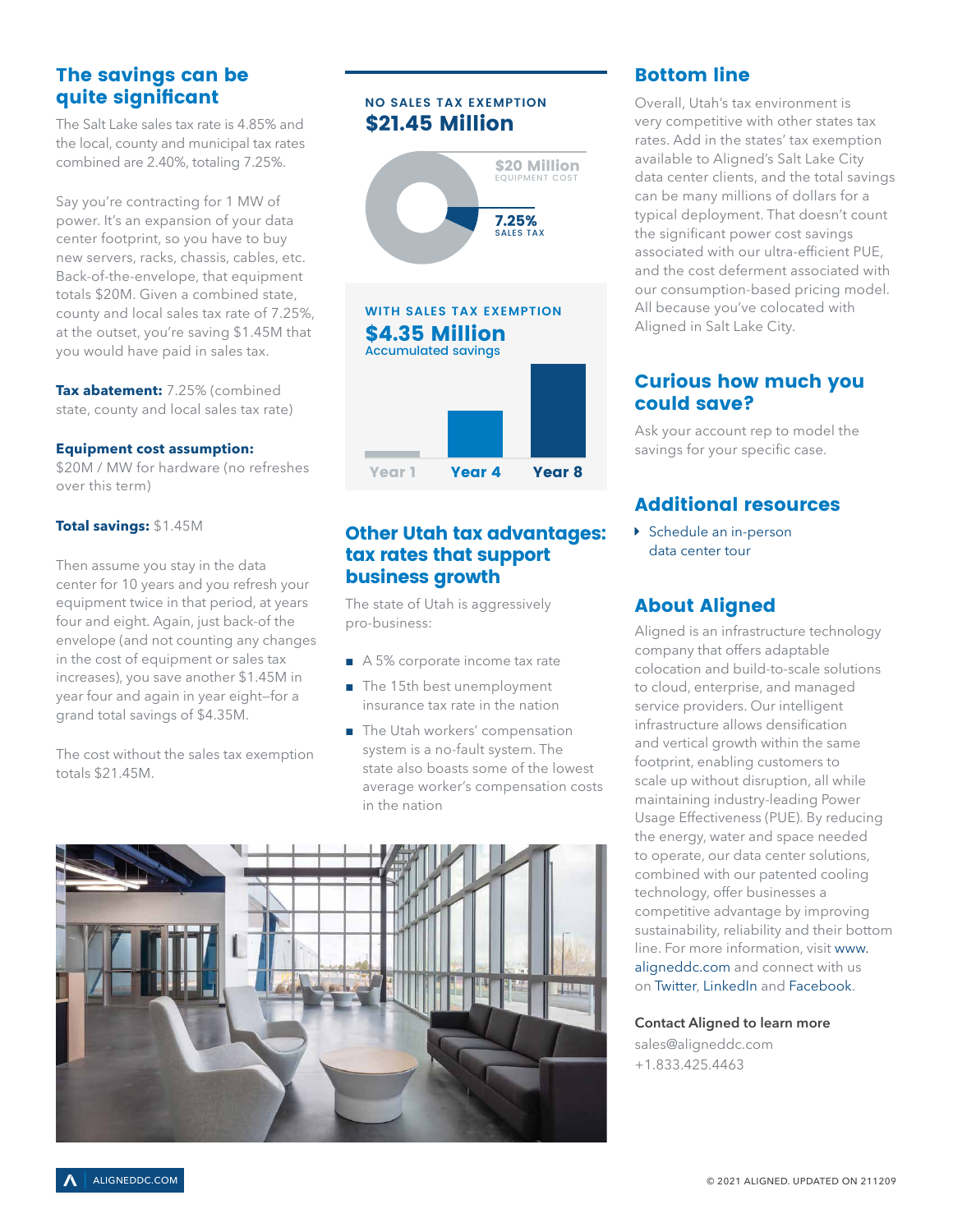## The savings can be quite significant

The Salt Lake sales tax rate is 4.85% and the local, county and municipal tax rates combined are 2.40%, totaling 7.25%.

Say you're contracting for 1 MW of power. It's an expansion of your data center footprint, so you have to buy new servers, racks, chassis, cables, etc. Back-of-the-envelope, that equipment totals $20M. Given a combined state, county and local sales tax rate of 7.25%, at the outset, you're saving $1.45M that you would have paid in sales tax.

**Tax abatement:** 7.25% (combined state, county and local sales tax rate)

**Equipment cost assumption:**
$20M / MW for hardware (no refreshes over this term)

**Total savings:** $1.45M

Then assume you stay in the data center for 10 years and you refresh your equipment twice in that period, at years four and eight. Again, just back-of the envelope (and not counting any changes in the cost of equipment or sales tax increases), you save another $1.45M in year four and again in year eight—for a grand total savings of $4.35M.

The cost without the sales tax exemption totals $21.45M.

NO SALES TAX EXEMPTION
**$21.45 Million**

$20 Million
EQUIPMENT COST

7.25%
SALES TAX

WITH SALES TAX EXEMPTION
**$4.35 Million**
Accumulated savings

Year 1
Year 4
Year 8

## Other Utah tax advantages: tax rates that support business growth

The state of Utah is aggressively pro-business:

- A 5% corporate income tax rate
- The 15th best unemployment insurance tax rate in the nation
- The Utah workers' compensation system is a no-fault system. The state also boasts some of the lowest average worker's compensation costs in the nation

## Bottom line

Overall, Utah's tax environment is very competitive with other states tax rates. Add in the states' tax exemption available to Aligned's Salt Lake City data center clients, and the total savings can be many millions of dollars for a typical deployment. That doesn't count the significant power cost savings associated with our ultra-efficient PUE, and the cost deferment associated with our consumption-based pricing model. All because you've colocated with Aligned in Salt Lake City.

## Curious how much you could save?

Ask your account rep to model the savings for your specific case.

## Additional resources

- Schedule an in-person data center tour

## About Aligned

Aligned is an infrastructure technology company that offers adaptable colocation and build-to-scale solutions to cloud, enterprise, and managed service providers. Our intelligent infrastructure allows densification and vertical growth within the same footprint, enabling customers to scale up without disruption, all while maintaining industry-leading Power Usage Effectiveness (PUE). By reducing the energy, water and space needed to operate, our data center solutions, combined with our patented cooling technology, offer businesses a competitive advantage by improving sustainability, reliability and their bottom line. For more information, visit www.alignedc.com and connect with us on Twitter, LinkedIn and Facebook.

**Contact Aligned to learn more**
sales@alignedc.com
+1.833.425.4463

© 2021 ALIGNED. UPDATED ON 211209